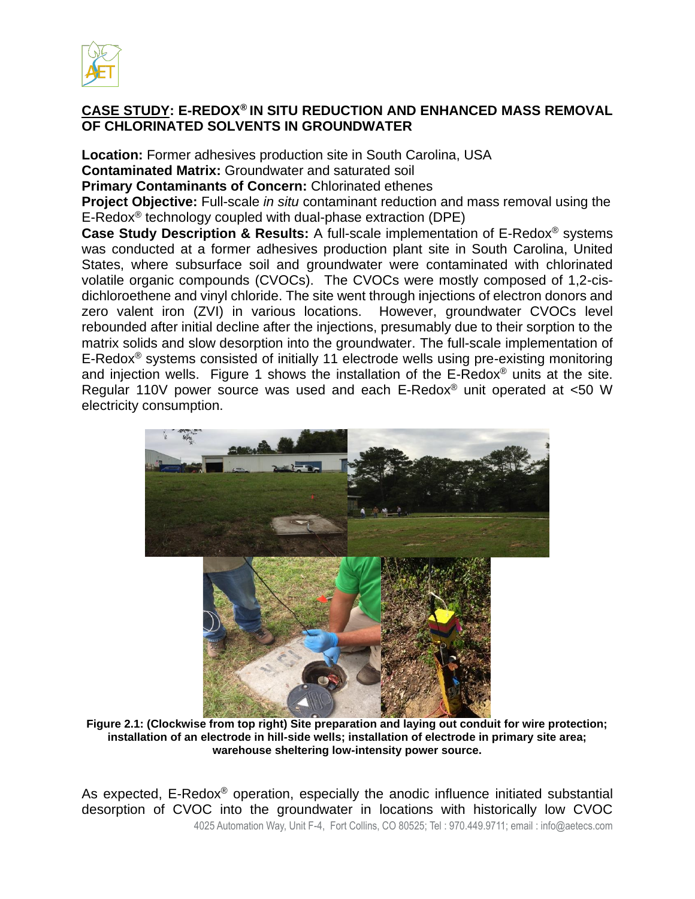## CASE STUDY: E-REDOX® IN SITU REDUCTION AND ENHANCED MASS REMOVAL OF CHLORINATED SOLVENTS IN GROUNDWATER

**Location:** Former adhesives production site in South Carolina, USA
**Contaminated Matrix:** Groundwater and saturated soil
**Primary Contaminants of Concern:** Chlorinated ethenes
**Project Objective:** Full-scale *in situ* contaminant reduction and mass removal using the E-Redox® technology coupled with dual-phase extraction (DPE)
**Case Study Description & Results:** A full-scale implementation of E-Redox® systems was conducted at a former adhesives production plant site in South Carolina, United States, where subsurface soil and groundwater were contaminated with chlorinated volatile organic compounds (CVOCs). The CVOCs were mostly composed of 1,2-cis-dichloroethene and vinyl chloride. The site went through injections of electron donors and zero valent iron (ZVI) in various locations. However, groundwater CVOCs level rebounded after initial decline after the injections, presumably due to their sorption to the matrix solids and slow desorption into the groundwater. The full-scale implementation of E-Redox® systems consisted of initially 11 electrode wells using pre-existing monitoring and injection wells. Figure 1 shows the installation of the E-Redox® units at the site. Regular 110V power source was used and each E-Redox® unit operated at <50 W electricity consumption.

**Figure 2.1: (Clockwise from top right) Site preparation and laying out conduit for wire protection; installation of an electrode in hill-side wells; installation of electrode in primary site area; warehouse sheltering low-intensity power source.**

As expected, E-Redox® operation, especially the anodic influence initiated substantial desorption of CVOC into the groundwater in locations with historically low CVOC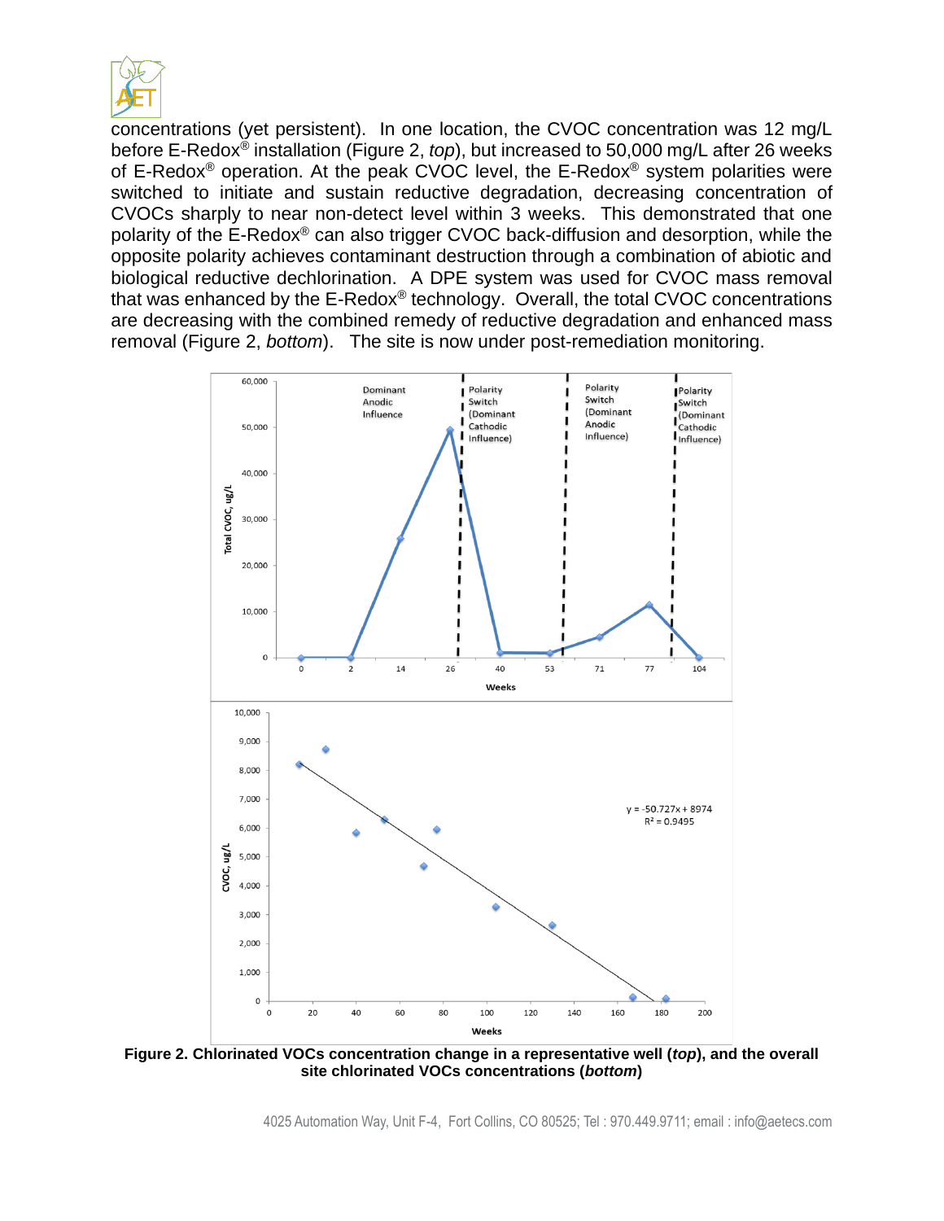concentrations (yet persistent). In one location, the CVOC concentration was 12 mg/L before E-Redox® installation (Figure 2, *top*), but increased to 50,000 mg/L after 26 weeks of E-Redox® operation. At the peak CVOC level, the E-Redox® system polarities were switched to initiate and sustain reductive degradation, decreasing concentration of CVOCs sharply to near non-detect level within 3 weeks. This demonstrated that one polarity of the E-Redox® can also trigger CVOC back-diffusion and desorption, while the opposite polarity achieves contaminant destruction through a combination of abiotic and biological reductive dechlorination. A DPE system was used for CVOC mass removal that was enhanced by the E-Redox® technology. Overall, the total CVOC concentrations are decreasing with the combined remedy of reductive degradation and enhanced mass removal (Figure 2, *bottom*). The site is now under post-remediation monitoring.

Dominant Anodic Influence

Polarity Switch (Dominant Cathodic Influence)

Polarity Switch (Dominant Anodic Influence)

Polarity Switch (Dominant Cathodic Influence)

Total CVOC, ug/L

60,000
50,000
40,000
30,000
20,000
10,000
0

0 2 14 26 40 53 71 77 104

Weeks

CVOC, ug/L

10,000
9,000
8,000
7,000
6,000
5,000
4,000
3,000
2,000
1,000
0

0 20 40 60 80 100 120 140 160 180 200

Weeks

$y = -50.727x + 8974$

$R^2 = 0.9495$

**Figure 2. Chlorinated VOCs concentration change in a representative well (*top*), and the overall site chlorinated VOCs concentrations (*bottom*)**